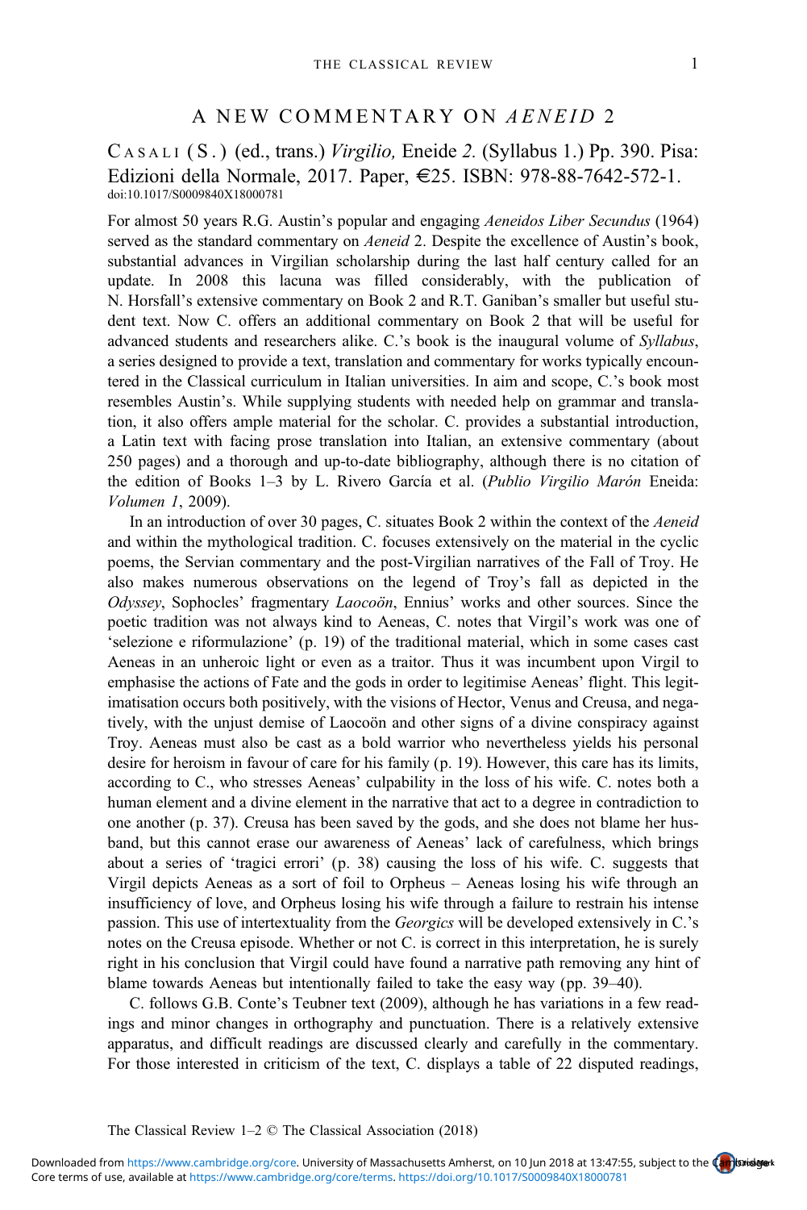## A NEW COMMENTARY ON *AENEID* 2

CASALI (S.) (ed., trans.) *Virgilio,* Eneide *2.* (Syllabus 1.) Pp. 390. Pisa: Edizioni della Normale, 2017. Paper, €25. ISBN: 978-88-7642-572-1.
doi:10.1017/S0009840X18000781

For almost 50 years R.G. Austin's popular and engaging *Aeneidos Liber Secundus* (1964) served as the standard commentary on *Aeneid* 2. Despite the excellence of Austin's book, substantial advances in Virgilian scholarship during the last half century called for an update. In 2008 this lacuna was filled considerably, with the publication of N. Horsfall's extensive commentary on Book 2 and R.T. Ganiban's smaller but useful student text. Now C. offers an additional commentary on Book 2 that will be useful for advanced students and researchers alike. C.'s book is the inaugural volume of *Syllabus*, a series designed to provide a text, translation and commentary for works typically encountered in the Classical curriculum in Italian universities. In aim and scope, C.'s book most resembles Austin's. While supplying students with needed help on grammar and translation, it also offers ample material for the scholar. C. provides a substantial introduction, a Latin text with facing prose translation into Italian, an extensive commentary (about 250 pages) and a thorough and up-to-date bibliography, although there is no citation of the edition of Books 1–3 by L. Rivero García et al. (*Publio Virgilio Marón* Eneida: *Volumen 1*, 2009).

In an introduction of over 30 pages, C. situates Book 2 within the context of the *Aeneid* and within the mythological tradition. C. focuses extensively on the material in the cyclic poems, the Servian commentary and the post-Virgilian narratives of the Fall of Troy. He also makes numerous observations on the legend of Troy's fall as depicted in the *Odyssey*, Sophocles' fragmentary *Laocoön*, Ennius' works and other sources. Since the poetic tradition was not always kind to Aeneas, C. notes that Virgil's work was one of 'selezione e riformulazione' (p. 19) of the traditional material, which in some cases cast Aeneas in an unheroic light or even as a traitor. Thus it was incumbent upon Virgil to emphasise the actions of Fate and the gods in order to legitimise Aeneas' flight. This legitimatisation occurs both positively, with the visions of Hector, Venus and Creusa, and negatively, with the unjust demise of Laocoön and other signs of a divine conspiracy against Troy. Aeneas must also be cast as a bold warrior who nevertheless yields his personal desire for heroism in favour of care for his family (p. 19). However, this care has its limits, according to C., who stresses Aeneas' culpability in the loss of his wife. C. notes both a human element and a divine element in the narrative that act to a degree in contradiction to one another (p. 37). Creusa has been saved by the gods, and she does not blame her husband, but this cannot erase our awareness of Aeneas' lack of carefulness, which brings about a series of 'tragici errori' (p. 38) causing the loss of his wife. C. suggests that Virgil depicts Aeneas as a sort of foil to Orpheus – Aeneas losing his wife through an insufficiency of love, and Orpheus losing his wife through a failure to restrain his intense passion. This use of intertextuality from the *Georgics* will be developed extensively in C.'s notes on the Creusa episode. Whether or not C. is correct in this interpretation, he is surely right in his conclusion that Virgil could have found a narrative path removing any hint of blame towards Aeneas but intentionally failed to take the easy way (pp. 39–40).

C. follows G.B. Conte's Teubner text (2009), although he has variations in a few readings and minor changes in orthography and punctuation. There is a relatively extensive apparatus, and difficult readings are discussed clearly and carefully in the commentary. For those interested in criticism of the text, C. displays a table of 22 disputed readings,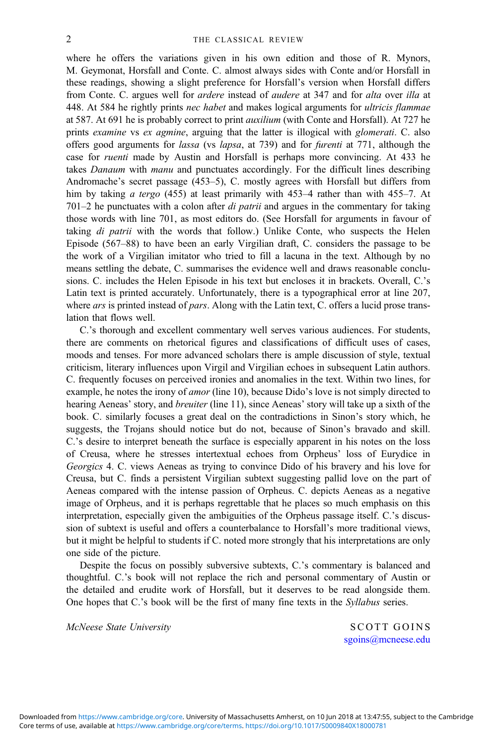where he offers the variations given in his own edition and those of R. Mynors, M. Geymonat, Horsfall and Conte. C. almost always sides with Conte and/or Horsfall in these readings, showing a slight preference for Horsfall's version when Horsfall differs from Conte. C. argues well for *ardere* instead of *audere* at 347 and for *alta* over *illa* at 448. At 584 he rightly prints *nec habet* and makes logical arguments for *ultricis flammae* at 587. At 691 he is probably correct to print *auxilium* (with Conte and Horsfall). At 727 he prints *examine* vs *ex agmine*, arguing that the latter is illogical with *glomerati*. C. also offers good arguments for *lassa* (vs *lapsa*, at 739) and for *furenti* at 771, although the case for *ruenti* made by Austin and Horsfall is perhaps more convincing. At 433 he takes *Danaum* with *manu* and punctuates accordingly. For the difficult lines describing Andromache's secret passage (453–5), C. mostly agrees with Horsfall but differs from him by taking *a tergo* (455) at least primarily with 453–4 rather than with 455–7. At 701–2 he punctuates with a colon after *di patrii* and argues in the commentary for taking those words with line 701, as most editors do. (See Horsfall for arguments in favour of taking *di patrii* with the words that follow.) Unlike Conte, who suspects the Helen Episode (567–88) to have been an early Virgilian draft, C. considers the passage to be the work of a Virgilian imitator who tried to fill a lacuna in the text. Although by no means settling the debate, C. summarises the evidence well and draws reasonable conclusions. C. includes the Helen Episode in his text but encloses it in brackets. Overall, C.'s Latin text is printed accurately. Unfortunately, there is a typographical error at line 207, where *ars* is printed instead of *pars*. Along with the Latin text, C. offers a lucid prose translation that flows well.

C.'s thorough and excellent commentary well serves various audiences. For students, there are comments on rhetorical figures and classifications of difficult uses of cases, moods and tenses. For more advanced scholars there is ample discussion of style, textual criticism, literary influences upon Virgil and Virgilian echoes in subsequent Latin authors. C. frequently focuses on perceived ironies and anomalies in the text. Within two lines, for example, he notes the irony of *amor* (line 10), because Dido's love is not simply directed to hearing Aeneas' story, and *breuiter* (line 11), since Aeneas' story will take up a sixth of the book. C. similarly focuses a great deal on the contradictions in Sinon's story which, he suggests, the Trojans should notice but do not, because of Sinon's bravado and skill. C.'s desire to interpret beneath the surface is especially apparent in his notes on the loss of Creusa, where he stresses intertextual echoes from Orpheus' loss of Eurydice in *Georgics* 4. C. views Aeneas as trying to convince Dido of his bravery and his love for Creusa, but C. finds a persistent Virgilian subtext suggesting pallid love on the part of Aeneas compared with the intense passion of Orpheus. C. depicts Aeneas as a negative image of Orpheus, and it is perhaps regrettable that he places so much emphasis on this interpretation, especially given the ambiguities of the Orpheus passage itself. C.'s discussion of subtext is useful and offers a counterbalance to Horsfall's more traditional views, but it might be helpful to students if C. noted more strongly that his interpretations are only one side of the picture.

Despite the focus on possibly subversive subtexts, C.'s commentary is balanced and thoughtful. C.'s book will not replace the rich and personal commentary of Austin or the detailed and erudite work of Horsfall, but it deserves to be read alongside them. One hopes that C.'s book will be the first of many fine texts in the *Syllabus* series.

*McNeese State University*

SCOTT GOINS
sgoins@mcneese.edu